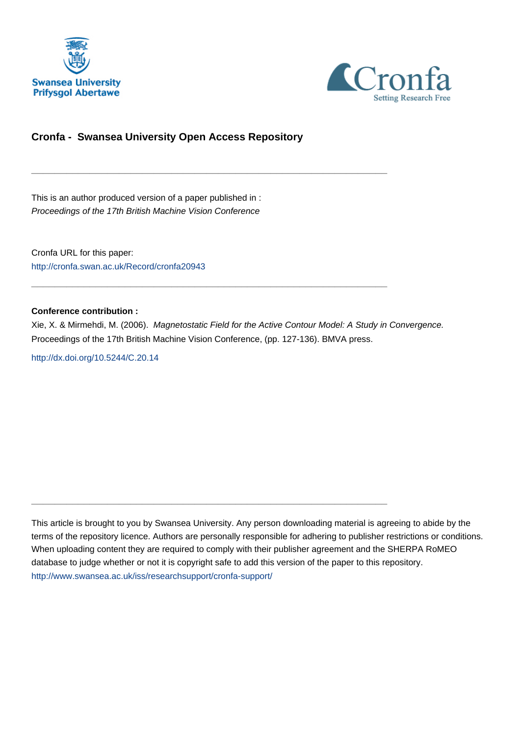# Cronfa - Swansea University Open Access Repository

---

This is an author produced version of a paper published in :
*Proceedings of the 17th British Machine Vision Conference*

Cronfa URL for this paper:
http://cronfa.swan.ac.uk/Record/cronfa20943

---

**Conference contribution :**
Xie, X. & Mirmehdi, M. (2006). *Magnetostatic Field for the Active Contour Model: A Study in Convergence.* Proceedings of the 17th British Machine Vision Conference, (pp. 127-136). BMVA press.

http://dx.doi.org/10.5244/C.20.14

---

This article is brought to you by Swansea University. Any person downloading material is agreeing to abide by the terms of the repository licence. Authors are personally responsible for adhering to publisher restrictions or conditions. When uploading content they are required to comply with their publisher agreement and the SHERPA RoMEO database to judge whether or not it is copyright safe to add this version of the paper to this repository.
http://www.swansea.ac.uk/iss/researchsupport/cronfa-support/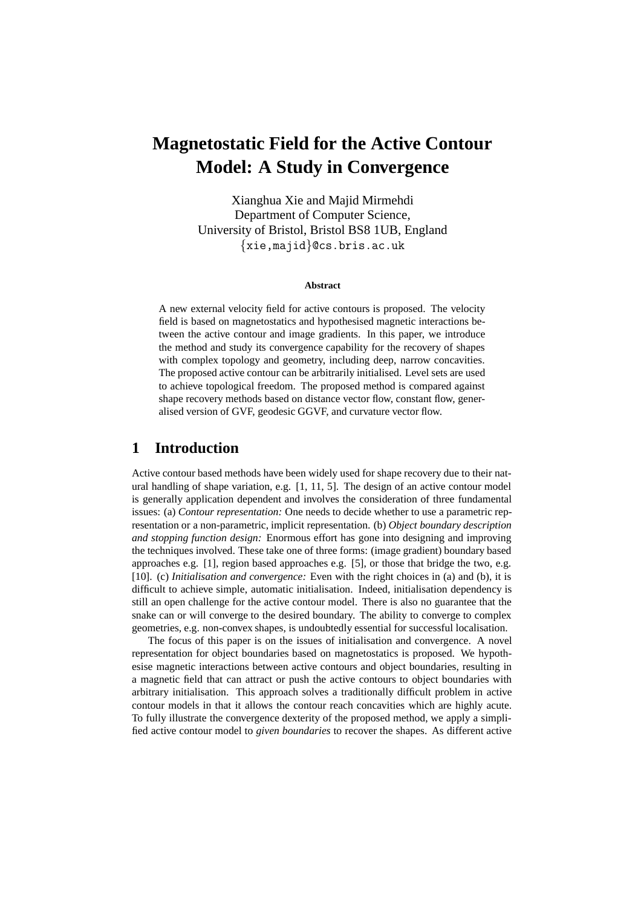# Magnetostatic Field for the Active Contour Model: A Study in Convergence

Xianghua Xie and Majid Mirmehdi
Department of Computer Science,
University of Bristol, Bristol BS8 1UB, England
{xie,majid}@cs.bris.ac.uk

### Abstract

A new external velocity field for active contours is proposed. The velocity field is based on magnetostatics and hypothesised magnetic interactions between the active contour and image gradients. In this paper, we introduce the method and study its convergence capability for the recovery of shapes with complex topology and geometry, including deep, narrow concavities. The proposed active contour can be arbitrarily initialised. Level sets are used to achieve topological freedom. The proposed method is compared against shape recovery methods based on distance vector flow, constant flow, generalised version of GVF, geodesic GGVF, and curvature vector flow.

## 1 Introduction

Active contour based methods have been widely used for shape recovery due to their natural handling of shape variation, e.g. [1, 11, 5]. The design of an active contour model is generally application dependent and involves the consideration of three fundamental issues: (a) *Contour representation:* One needs to decide whether to use a parametric representation or a non-parametric, implicit representation. (b) *Object boundary description and stopping function design:* Enormous effort has gone into designing and improving the techniques involved. These take one of three forms: (image gradient) boundary based approaches e.g. [1], region based approaches e.g. [5], or those that bridge the two, e.g. [10]. (c) *Initialisation and convergence:* Even with the right choices in (a) and (b), it is difficult to achieve simple, automatic initialisation. Indeed, initialisation dependency is still an open challenge for the active contour model. There is also no guarantee that the snake can or will converge to the desired boundary. The ability to converge to complex geometries, e.g. non-convex shapes, is undoubtedly essential for successful localisation.

The focus of this paper is on the issues of initialisation and convergence. A novel representation for object boundaries based on magnetostatics is proposed. We hypothesise magnetic interactions between active contours and object boundaries, resulting in a magnetic field that can attract or push the active contours to object boundaries with arbitrary initialisation. This approach solves a traditionally difficult problem in active contour models in that it allows the contour reach concavities which are highly acute. To fully illustrate the convergence dexterity of the proposed method, we apply a simplified active contour model to *given boundaries* to recover the shapes. As different active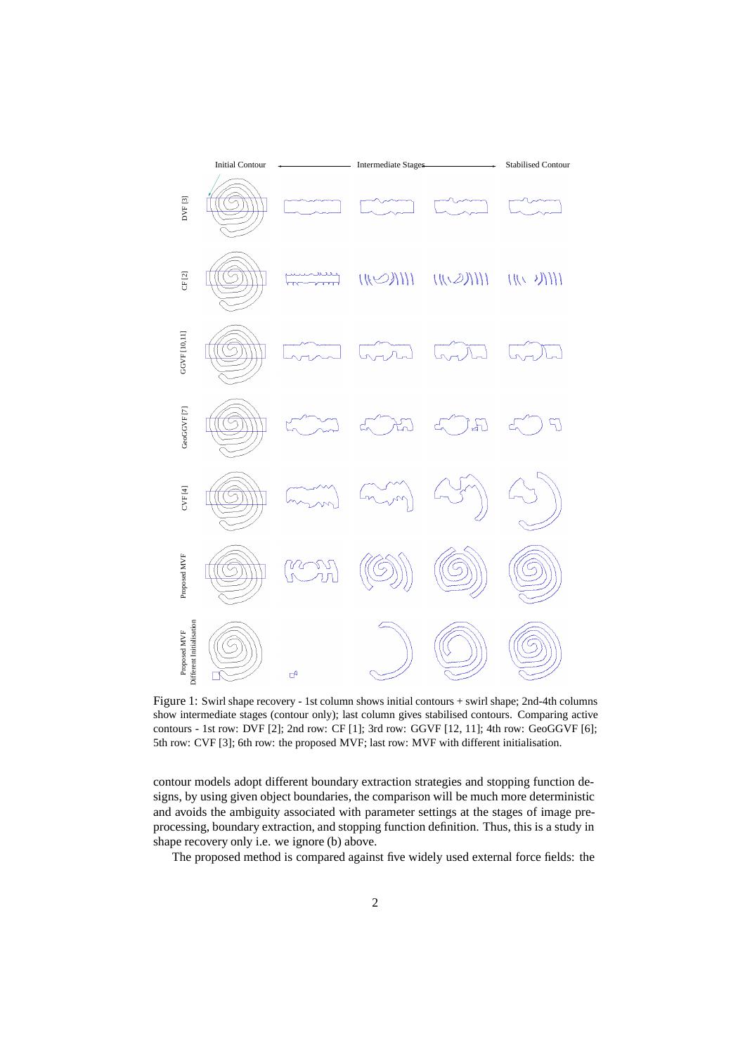Figure 1: Swirl shape recovery - 1st column shows initial contours + swirl shape; 2nd-4th columns show intermediate stages (contour only); last column gives stabilised contours. Comparing active contours - 1st row: DVF [2]; 2nd row: CF [1]; 3rd row: GGVF [12, 11]; 4th row: GeoGGVF [6]; 5th row: CVF [3]; 6th row: the proposed MVF; last row: MVF with different initialisation.

contour models adopt different boundary extraction strategies and stopping function designs, by using given object boundaries, the comparison will be much more deterministic and avoids the ambiguity associated with parameter settings at the stages of image pre-processing, boundary extraction, and stopping function definition. Thus, this is a study in shape recovery only i.e. we ignore (b) above.

The proposed method is compared against five widely used external force fields: the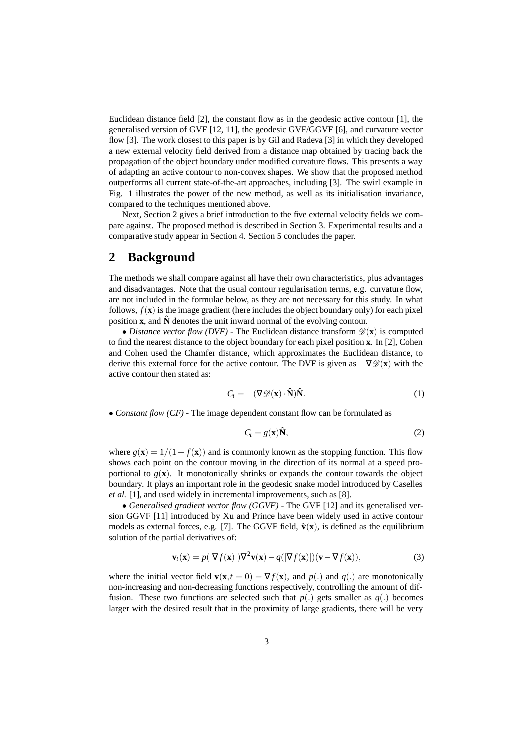Euclidean distance field [2], the constant flow as in the geodesic active contour [1], the generalised version of GVF [12, 11], the geodesic GVF/GGVF [6], and curvature vector flow [3]. The work closest to this paper is by Gil and Radeva [3] in which they developed a new external velocity field derived from a distance map obtained by tracing back the propagation of the object boundary under modified curvature flows. This presents a way of adapting an active contour to non-convex shapes. We show that the proposed method outperforms all current state-of-the-art approaches, including [3]. The swirl example in Fig. 1 illustrates the power of the new method, as well as its initialisation invariance, compared to the techniques mentioned above.

Next, Section 2 gives a brief introduction to the five external velocity fields we compare against. The proposed method is described in Section 3. Experimental results and a comparative study appear in Section 4. Section 5 concludes the paper.

## 2 Background

The methods we shall compare against all have their own characteristics, plus advantages and disadvantages. Note that the usual contour regularisation terms, e.g. curvature flow, are not included in the formulae below, as they are not necessary for this study. In what follows, $f(\mathbf{x})$ is the image gradient (here includes the object boundary only) for each pixel position $\mathbf{x}$, and $\hat{\mathbf{N}}$ denotes the unit inward normal of the evolving contour.

• *Distance vector flow (DVF)* - The Euclidean distance transform $\mathscr{D}(\mathbf{x})$ is computed to find the nearest distance to the object boundary for each pixel position $\mathbf{x}$. In [2], Cohen and Cohen used the Chamfer distance, which approximates the Euclidean distance, to derive this external force for the active contour. The DVF is given as $-\nabla\mathscr{D}(\mathbf{x})$ with the active contour then stated as:

$$C_t = -(\nabla\mathscr{D}(\mathbf{x}) \cdot \hat{\mathbf{N}})\hat{\mathbf{N}}. \tag{1}$$

• *Constant flow (CF)* - The image dependent constant flow can be formulated as

$$C_t = g(\mathbf{x})\hat{\mathbf{N}}, \tag{2}$$

where $g(\mathbf{x}) = 1/(1+f(\mathbf{x}))$ and is commonly known as the stopping function. This flow shows each point on the contour moving in the direction of its normal at a speed proportional to $g(\mathbf{x})$. It monotonically shrinks or expands the contour towards the object boundary. It plays an important role in the geodesic snake model introduced by Caselles *et al.* [1], and used widely in incremental improvements, such as [8].

• *Generalised gradient vector flow (GGVF)* - The GVF [12] and its generalised version GGVF [11] introduced by Xu and Prince have been widely used in active contour models as external forces, e.g. [7]. The GGVF field, $\tilde{\mathbf{v}}(\mathbf{x})$, is defined as the equilibrium solution of the partial derivatives of:

$$\mathbf{v}_t(\mathbf{x}) = p(|\nabla f(\mathbf{x})|)\nabla^2\mathbf{v}(\mathbf{x}) - q(|\nabla f(\mathbf{x})|)(\mathbf{v} - \nabla f(\mathbf{x})), \tag{3}$$

where the initial vector field $\mathbf{v}(\mathbf{x}, t=0) = \nabla f(\mathbf{x})$, and $p(.)$ and $q(.)$ are monotonically non-increasing and non-decreasing functions respectively, controlling the amount of diffusion. These two functions are selected such that $p(.)$ gets smaller as $q(.)$ becomes larger with the desired result that in the proximity of large gradients, there will be very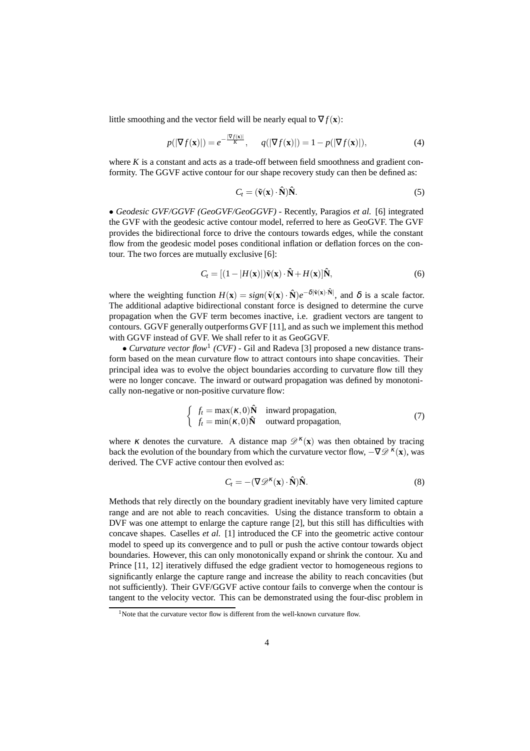little smoothing and the vector field will be nearly equal to $\nabla f(\mathbf{x})$:

$$p(|\nabla f(\mathbf{x})|) = e^{-\frac{|\nabla f(\mathbf{x})|}{K}}, \quad q(|\nabla f(\mathbf{x})|) = 1 - p(|\nabla f(\mathbf{x})|), \tag{4}$$

where $K$ is a constant and acts as a trade-off between field smoothness and gradient conformity. The GGVF active contour for our shape recovery study can then be defined as:

$$C_t = (\tilde{\mathbf{v}}(\mathbf{x}) \cdot \hat{\mathbf{N}})\hat{\mathbf{N}}. \tag{5}$$

• *Geodesic GVF/GGVF (GeoGVF/GeoGGVF)* - Recently, Paragios *et al.* [6] integrated the GVF with the geodesic active contour model, referred to here as GeoGVF. The GVF provides the bidirectional force to drive the contours towards edges, while the constant flow from the geodesic model poses conditional inflation or deflation forces on the contour. The two forces are mutually exclusive [6]:

$$C_t = [(1 - |H(\mathbf{x})|)\tilde{\mathbf{v}}(\mathbf{x}) \cdot \hat{\mathbf{N}} + H(\mathbf{x})]\hat{\mathbf{N}}, \tag{6}$$

where the weighting function $H(\mathbf{x}) = sign(\tilde{\mathbf{v}}(\mathbf{x}) \cdot \hat{\mathbf{N}})e^{-\delta|\tilde{\mathbf{v}}(\mathbf{x}) \cdot \hat{\mathbf{N}}|}$, and $\delta$ is a scale factor. The additional adaptive bidirectional constant force is designed to determine the curve propagation when the GVF term becomes inactive, i.e. gradient vectors are tangent to contours. GGVF generally outperforms GVF [11], and as such we implement this method with GGVF instead of GVF. We shall refer to it as GeoGGVF.

• *Curvature vector flow*[1] *(CVF)* - Gil and Radeva [3] proposed a new distance transform based on the mean curvature flow to attract contours into shape concavities. Their principal idea was to evolve the object boundaries according to curvature flow till they were no longer concave. The inward or outward propagation was defined by monotonically non-negative or non-positive curvature flow:

$$\begin{cases} f_t = \max(\kappa, 0)\hat{\mathbf{N}} & \text{inward propagation,} \\ f_t = \min(\kappa, 0)\hat{\mathbf{N}} & \text{outward propagation,} \end{cases} \tag{7}$$

where $\kappa$ denotes the curvature. A distance map $\mathscr{D}^{\kappa}(\mathbf{x})$ was then obtained by tracing back the evolution of the boundary from which the curvature vector flow, $-\nabla\mathscr{D}^{\kappa}(\mathbf{x})$, was derived. The CVF active contour then evolved as:

$$C_t = -(\nabla\mathscr{D}^{\kappa}(\mathbf{x}) \cdot \hat{\mathbf{N}})\hat{\mathbf{N}}. \tag{8}$$

Methods that rely directly on the boundary gradient inevitably have very limited capture range and are not able to reach concavities. Using the distance transform to obtain a DVF was one attempt to enlarge the capture range [2], but this still has difficulties with concave shapes. Caselles *et al.* [1] introduced the CF into the geometric active contour model to speed up its convergence and to pull or push the active contour towards object boundaries. However, this can only monotonically expand or shrink the contour. Xu and Prince [11, 12] iteratively diffused the edge gradient vector to homogeneous regions to significantly enlarge the capture range and increase the ability to reach concavities (but not sufficiently). Their GVF/GGVF active contour fails to converge when the contour is tangent to the velocity vector. This can be demonstrated using the four-disc problem in

[1] Note that the curvature vector flow is different from the well-known curvature flow.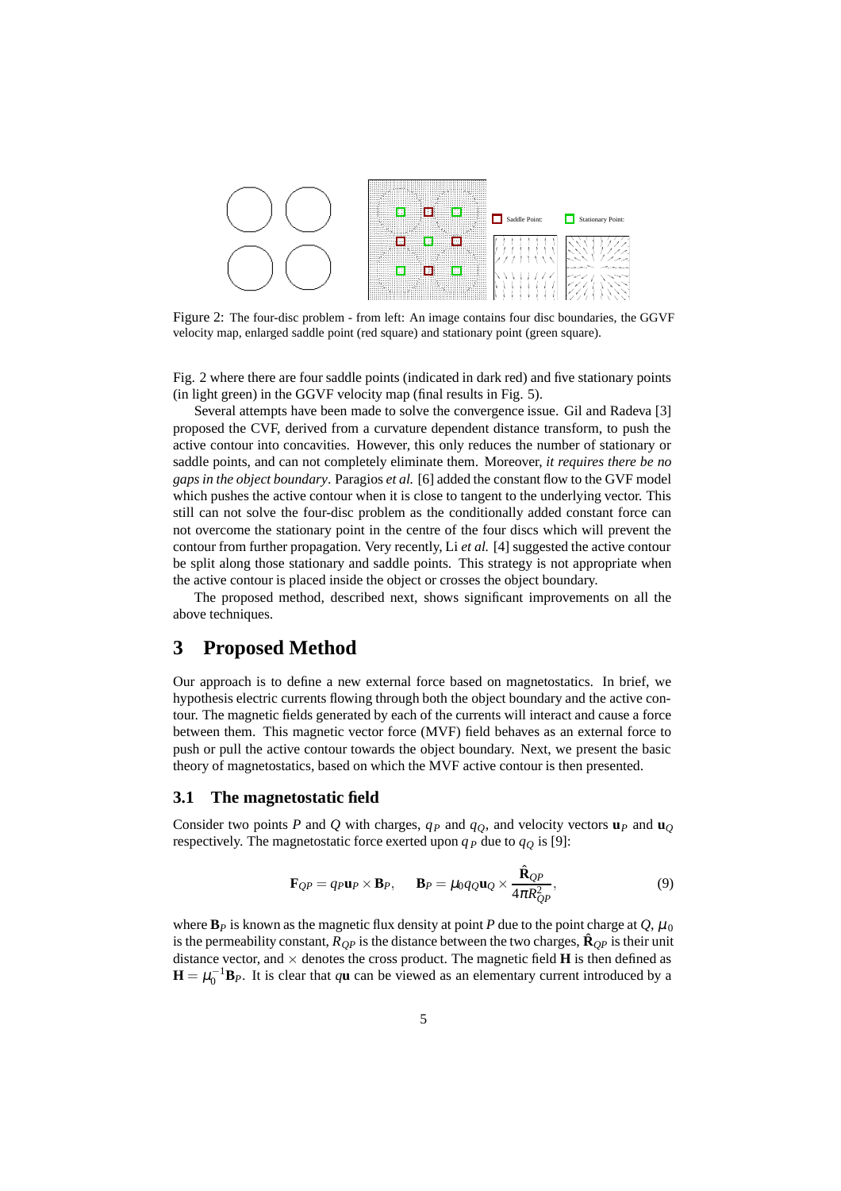Figure 2: The four-disc problem - from left: An image contains four disc boundaries, the GGVF velocity map, enlarged saddle point (red square) and stationary point (green square).

Fig. 2 where there are four saddle points (indicated in dark red) and five stationary points (in light green) in the GGVF velocity map (final results in Fig. 5).

Several attempts have been made to solve the convergence issue. Gil and Radeva [3] proposed the CVF, derived from a curvature dependent distance transform, to push the active contour into concavities. However, this only reduces the number of stationary or saddle points, and can not completely eliminate them. Moreover, *it requires there be no gaps in the object boundary*. Paragios *et al.* [6] added the constant flow to the GVF model which pushes the active contour when it is close to tangent to the underlying vector. This still can not solve the four-disc problem as the conditionally added constant force can not overcome the stationary point in the centre of the four discs which will prevent the contour from further propagation. Very recently, Li *et al.* [4] suggested the active contour be split along those stationary and saddle points. This strategy is not appropriate when the active contour is placed inside the object or crosses the object boundary.

The proposed method, described next, shows significant improvements on all the above techniques.

# 3 Proposed Method

Our approach is to define a new external force based on magnetostatics. In brief, we hypothesis electric currents flowing through both the object boundary and the active contour. The magnetic fields generated by each of the currents will interact and cause a force between them. This magnetic vector force (MVF) field behaves as an external force to push or pull the active contour towards the object boundary. Next, we present the basic theory of magnetostatics, based on which the MVF active contour is then presented.

## 3.1 The magnetostatic field

Consider two points $P$ and $Q$ with charges, $q_P$ and $q_Q$, and velocity vectors $\mathbf{u}_P$ and $\mathbf{u}_Q$ respectively. The magnetostatic force exerted upon $q_P$ due to $q_Q$ is [9]:

$$\mathbf{F}_{QP} = q_P \mathbf{u}_P \times \mathbf{B}_P, \qquad \mathbf{B}_P = \mu_0 q_Q \mathbf{u}_Q \times \frac{\hat{\mathbf{R}}_{QP}}{4\pi R_{QP}^2}, \tag{9}$$

where $\mathbf{B}_P$ is known as the magnetic flux density at point $P$ due to the point charge at $Q$, $\mu_0$ is the permeability constant, $R_{QP}$ is the distance between the two charges, $\hat{\mathbf{R}}_{QP}$ is their unit distance vector, and $\times$ denotes the cross product. The magnetic field $\mathbf{H}$ is then defined as $\mathbf{H} = \mu_0^{-1}\mathbf{B}_P$. It is clear that $q\mathbf{u}$ can be viewed as an elementary current introduced by a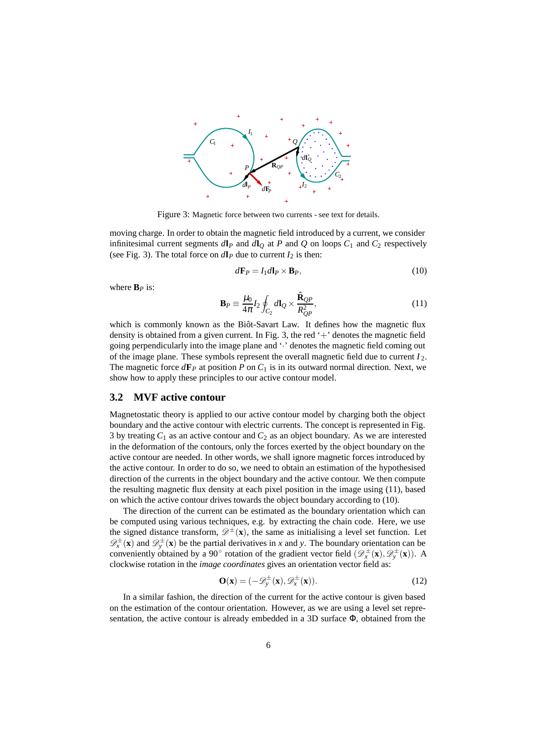Figure 3: Magnetic force between two currents - see text for details.

moving charge. In order to obtain the magnetic field introduced by a current, we consider infinitesimal current segments $d\mathbf{l}_P$ and $d\mathbf{l}_Q$ at $P$ and $Q$ on loops $C_1$ and $C_2$ respectively (see Fig. 3). The total force on $d\mathbf{l}_P$ due to current $I_2$ is then:

$$d\mathbf{F}_P = I_1 d\mathbf{l}_P \times \mathbf{B}_P, \tag{10}$$

where $\mathbf{B}_P$ is:

$$\mathbf{B}_P \equiv \frac{\mu_0}{4\pi} I_2 \oint_{C_2} d\mathbf{l}_Q \times \frac{\hat{\mathbf{R}}_{QP}}{R_{QP}^2}, \tag{11}$$

which is commonly known as the Biôt-Savart Law. It defines how the magnetic flux density is obtained from a given current. In Fig. 3, the red '+' denotes the magnetic field going perpendicularly into the image plane and '·' denotes the magnetic field coming out of the image plane. These symbols represent the overall magnetic field due to current $I_2$. The magnetic force $d\mathbf{F}_P$ at position $P$ on $C_1$ is in its outward normal direction. Next, we show how to apply these principles to our active contour model.

## 3.2 MVF active contour

Magnetostatic theory is applied to our active contour model by charging both the object boundary and the active contour with electric currents. The concept is represented in Fig. 3 by treating $C_1$ as an active contour and $C_2$ as an object boundary. As we are interested in the deformation of the contours, only the forces exerted by the object boundary on the active contour are needed. In other words, we shall ignore magnetic forces introduced by the active contour. In order to do so, we need to obtain an estimation of the hypothesised direction of the currents in the object boundary and the active contour. We then compute the resulting magnetic flux density at each pixel position in the image using (11), based on which the active contour drives towards the object boundary according to (10).

The direction of the current can be estimated as the boundary orientation which can be computed using various techniques, e.g. by extracting the chain code. Here, we use the signed distance transform, $\mathscr{D}^{\pm}(\mathbf{x})$, the same as initialising a level set function. Let $\mathscr{D}_x^{\pm}(\mathbf{x})$ and $\mathscr{D}_y^{\pm}(\mathbf{x})$ be the partial derivatives in $x$ and $y$. The boundary orientation can be conveniently obtained by a $90^\circ$ rotation of the gradient vector field $(\mathscr{D}_x^{\pm}(\mathbf{x}), \mathscr{D}_y^{\pm}(\mathbf{x}))$. A clockwise rotation in the *image coordinates* gives an orientation vector field as:

$$\mathbf{O}(\mathbf{x}) = (-\mathscr{D}_y^{\pm}(\mathbf{x}), \mathscr{D}_x^{\pm}(\mathbf{x})). \tag{12}$$

In a similar fashion, the direction of the current for the active contour is given based on the estimation of the contour orientation. However, as we are using a level set representation, the active contour is already embedded in a 3D surface $\Phi$, obtained from the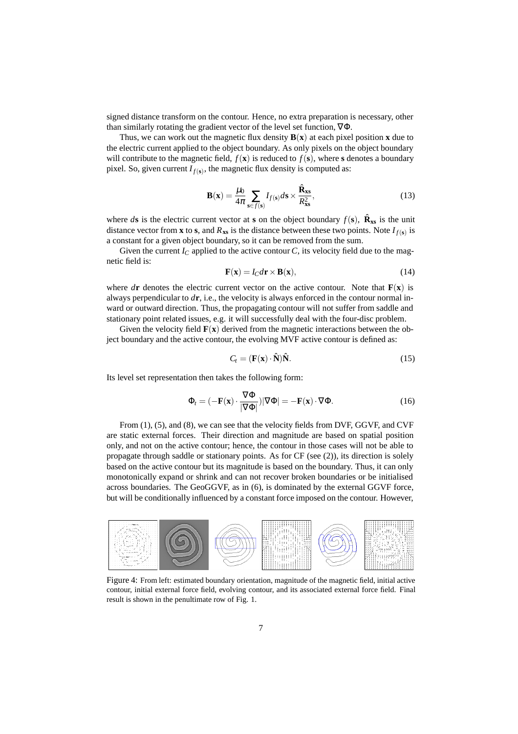signed distance transform on the contour. Hence, no extra preparation is necessary, other than similarly rotating the gradient vector of the level set function, $\nabla\Phi$.

Thus, we can work out the magnetic flux density $\mathbf{B}(\mathbf{x})$ at each pixel position $\mathbf{x}$ due to the electric current applied to the object boundary. As only pixels on the object boundary will contribute to the magnetic field, $f(\mathbf{x})$ is reduced to $f(\mathbf{s})$, where $\mathbf{s}$ denotes a boundary pixel. So, given current $I_{f(\mathbf{s})}$, the magnetic flux density is computed as:

$$\mathbf{B}(\mathbf{x}) = \frac{\mu_0}{4\pi} \sum_{\mathbf{s}\in f(\mathbf{s})} I_{f(\mathbf{s})} d\mathbf{s} \times \frac{\hat{\mathbf{R}}_{\mathbf{xs}}}{R^2_{\mathbf{xs}}}, \tag{13}$$

where $d\mathbf{s}$ is the electric current vector at $\mathbf{s}$ on the object boundary $f(\mathbf{s})$, $\hat{\mathbf{R}}_{\mathbf{xs}}$ is the unit distance vector from $\mathbf{x}$ to $\mathbf{s}$, and $R_{\mathbf{xs}}$ is the distance between these two points. Note $I_{f(\mathbf{s})}$ is a constant for a given object boundary, so it can be removed from the sum.

Given the current $I_C$ applied to the active contour $C$, its velocity field due to the magnetic field is:

$$\mathbf{F}(\mathbf{x}) = I_C d\mathbf{r} \times \mathbf{B}(\mathbf{x}), \tag{14}$$

where $d\mathbf{r}$ denotes the electric current vector on the active contour. Note that $\mathbf{F}(\mathbf{x})$ is always perpendicular to $d\mathbf{r}$, i.e., the velocity is always enforced in the contour normal inward or outward direction. Thus, the propagating contour will not suffer from saddle and stationary point related issues, e.g. it will successfully deal with the four-disc problem.

Given the velocity field $\mathbf{F}(\mathbf{x})$ derived from the magnetic interactions between the object boundary and the active contour, the evolving MVF active contour is defined as:

$$C_t = (\mathbf{F}(\mathbf{x}) \cdot \hat{\mathbf{N}})\hat{\mathbf{N}}. \tag{15}$$

Its level set representation then takes the following form:

$$\Phi_t = (-\mathbf{F}(\mathbf{x}) \cdot \frac{\nabla\Phi}{|\nabla\Phi|})|\nabla\Phi| = -\mathbf{F}(\mathbf{x}) \cdot \nabla\Phi. \tag{16}$$

From (1), (5), and (8), we can see that the velocity fields from DVF, GGVF, and CVF are static external forces. Their direction and magnitude are based on spatial position only, and not on the active contour; hence, the contour in those cases will not be able to propagate through saddle or stationary points. As for CF (see (2)), its direction is solely based on the active contour but its magnitude is based on the boundary. Thus, it can only monotonically expand or shrink and can not recover broken boundaries or be initialised across boundaries. The GeoGGVF, as in (6), is dominated by the external GGVF force, but will be conditionally influenced by a constant force imposed on the contour. However,

Figure 4: From left: estimated boundary orientation, magnitude of the magnetic field, initial active contour, initial external force field, evolving contour, and its associated external force field. Final result is shown in the penultimate row of Fig. 1.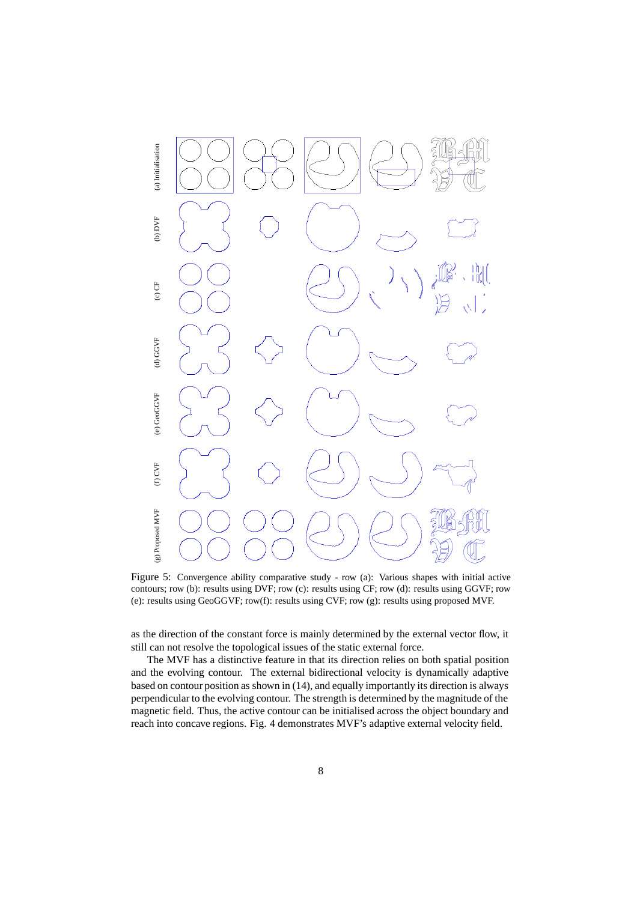Figure 5: Convergence ability comparative study - row (a): Various shapes with initial active contours; row (b): results using DVF; row (c): results using CF; row (d): results using GGVF; row (e): results using GeoGGVF; row(f): results using CVF; row (g): results using proposed MVF.

as the direction of the constant force is mainly determined by the external vector flow, it still can not resolve the topological issues of the static external force.

The MVF has a distinctive feature in that its direction relies on both spatial position and the evolving contour. The external bidirectional velocity is dynamically adaptive based on contour position as shown in (14), and equally importantly its direction is always perpendicular to the evolving contour. The strength is determined by the magnitude of the magnetic field. Thus, the active contour can be initialised across the object boundary and reach into concave regions. Fig. 4 demonstrates MVF's adaptive external velocity field.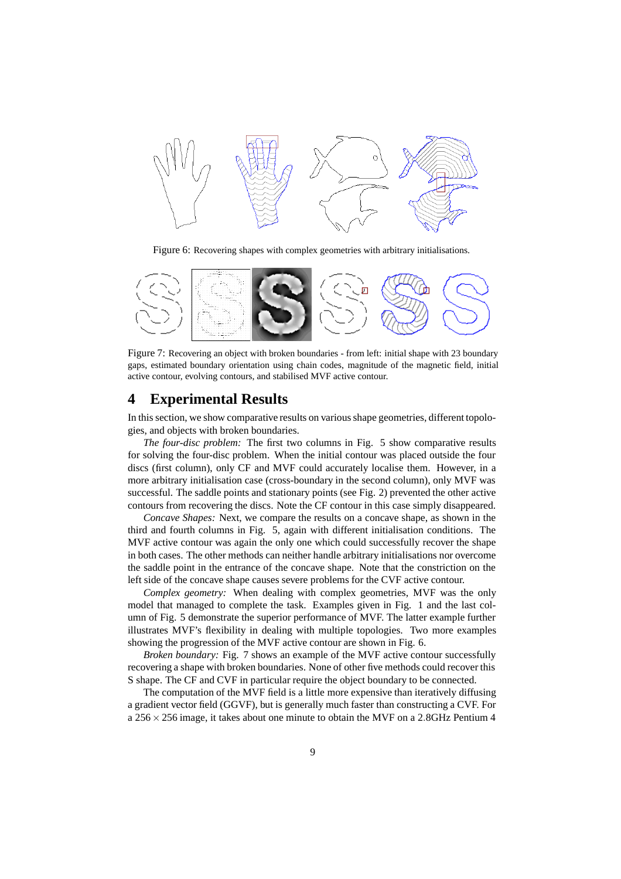Figure 6: Recovering shapes with complex geometries with arbitrary initialisations.

Figure 7: Recovering an object with broken boundaries - from left: initial shape with 23 boundary gaps, estimated boundary orientation using chain codes, magnitude of the magnetic field, initial active contour, evolving contours, and stabilised MVF active contour.

# 4 Experimental Results

In this section, we show comparative results on various shape geometries, different topologies, and objects with broken boundaries.

*The four-disc problem:* The first two columns in Fig. 5 show comparative results for solving the four-disc problem. When the initial contour was placed outside the four discs (first column), only CF and MVF could accurately localise them. However, in a more arbitrary initialisation case (cross-boundary in the second column), only MVF was successful. The saddle points and stationary points (see Fig. 2) prevented the other active contours from recovering the discs. Note the CF contour in this case simply disappeared.

*Concave Shapes:* Next, we compare the results on a concave shape, as shown in the third and fourth columns in Fig. 5, again with different initialisation conditions. The MVF active contour was again the only one which could successfully recover the shape in both cases. The other methods can neither handle arbitrary initialisations nor overcome the saddle point in the entrance of the concave shape. Note that the constriction on the left side of the concave shape causes severe problems for the CVF active contour.

*Complex geometry:* When dealing with complex geometries, MVF was the only model that managed to complete the task. Examples given in Fig. 1 and the last column of Fig. 5 demonstrate the superior performance of MVF. The latter example further illustrates MVF's flexibility in dealing with multiple topologies. Two more examples showing the progression of the MVF active contour are shown in Fig. 6.

*Broken boundary:* Fig. 7 shows an example of the MVF active contour successfully recovering a shape with broken boundaries. None of other five methods could recover this S shape. The CF and CVF in particular require the object boundary to be connected.

The computation of the MVF field is a little more expensive than iteratively diffusing a gradient vector field (GGVF), but is generally much faster than constructing a CVF. For a $256 \times 256$ image, it takes about one minute to obtain the MVF on a 2.8GHz Pentium 4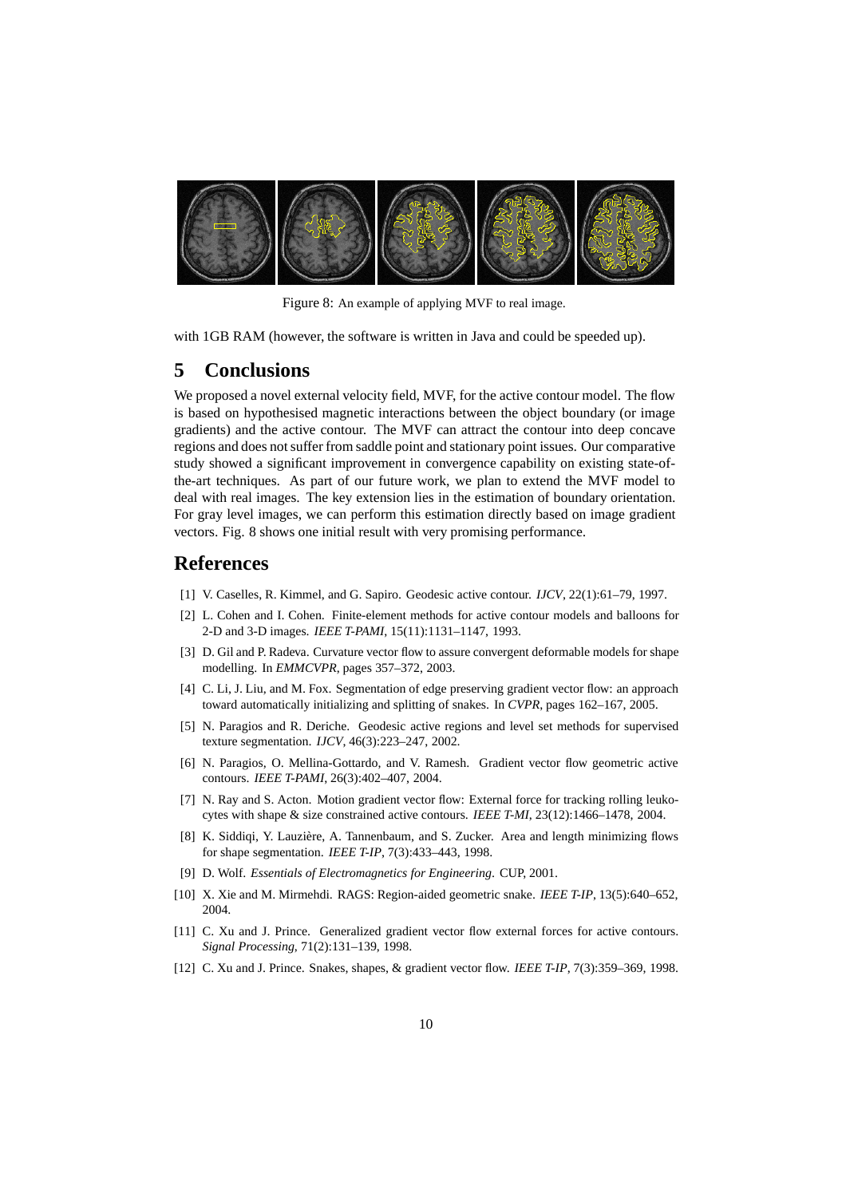Figure 8: An example of applying MVF to real image.

with 1GB RAM (however, the software is written in Java and could be speeded up).

## 5 Conclusions

We proposed a novel external velocity field, MVF, for the active contour model. The flow is based on hypothesised magnetic interactions between the object boundary (or image gradients) and the active contour. The MVF can attract the contour into deep concave regions and does not suffer from saddle point and stationary point issues. Our comparative study showed a significant improvement in convergence capability on existing state-of-the-art techniques. As part of our future work, we plan to extend the MVF model to deal with real images. The key extension lies in the estimation of boundary orientation. For gray level images, we can perform this estimation directly based on image gradient vectors. Fig. 8 shows one initial result with very promising performance.

## References

[1] V. Caselles, R. Kimmel, and G. Sapiro. Geodesic active contour. *IJCV*, 22(1):61–79, 1997.

[2] L. Cohen and I. Cohen. Finite-element methods for active contour models and balloons for 2-D and 3-D images. *IEEE T-PAMI*, 15(11):1131–1147, 1993.

[3] D. Gil and P. Radeva. Curvature vector flow to assure convergent deformable models for shape modelling. In *EMMCVPR*, pages 357–372, 2003.

[4] C. Li, J. Liu, and M. Fox. Segmentation of edge preserving gradient vector flow: an approach toward automatically initializing and splitting of snakes. In *CVPR*, pages 162–167, 2005.

[5] N. Paragios and R. Deriche. Geodesic active regions and level set methods for supervised texture segmentation. *IJCV*, 46(3):223–247, 2002.

[6] N. Paragios, O. Mellina-Gottardo, and V. Ramesh. Gradient vector flow geometric active contours. *IEEE T-PAMI*, 26(3):402–407, 2004.

[7] N. Ray and S. Acton. Motion gradient vector flow: External force for tracking rolling leukocytes with shape & size constrained active contours. *IEEE T-MI*, 23(12):1466–1478, 2004.

[8] K. Siddiqi, Y. Lauzière, A. Tannenbaum, and S. Zucker. Area and length minimizing flows for shape segmentation. *IEEE T-IP*, 7(3):433–443, 1998.

[9] D. Wolf. *Essentials of Electromagnetics for Engineering*. CUP, 2001.

[10] X. Xie and M. Mirmehdi. RAGS: Region-aided geometric snake. *IEEE T-IP*, 13(5):640–652, 2004.

[11] C. Xu and J. Prince. Generalized gradient vector flow external forces for active contours. *Signal Processing*, 71(2):131–139, 1998.

[12] C. Xu and J. Prince. Snakes, shapes, & gradient vector flow. *IEEE T-IP*, 7(3):359–369, 1998.